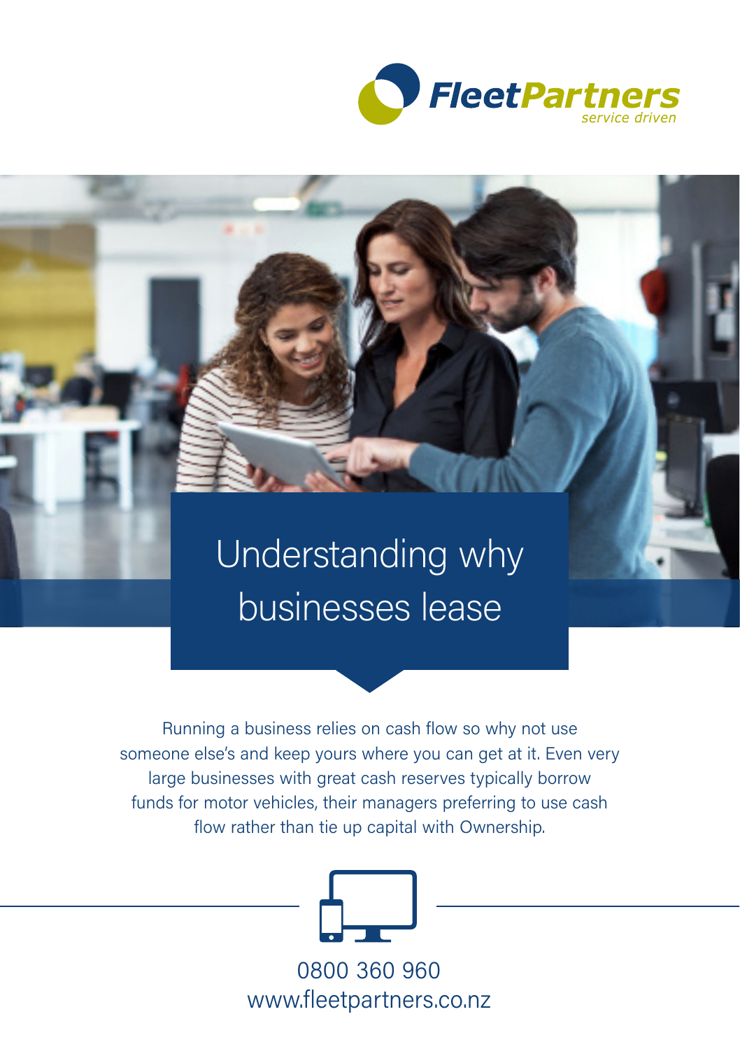FleetPartners
*service driven*

# Understanding why businesses lease

Running a business relies on cash flow so why not use someone else's and keep yours where you can get at it. Even very large businesses with great cash reserves typically borrow funds for motor vehicles, their managers preferring to use cash flow rather than tie up capital with Ownership.

0800 360 960
www.fleetpartners.co.nz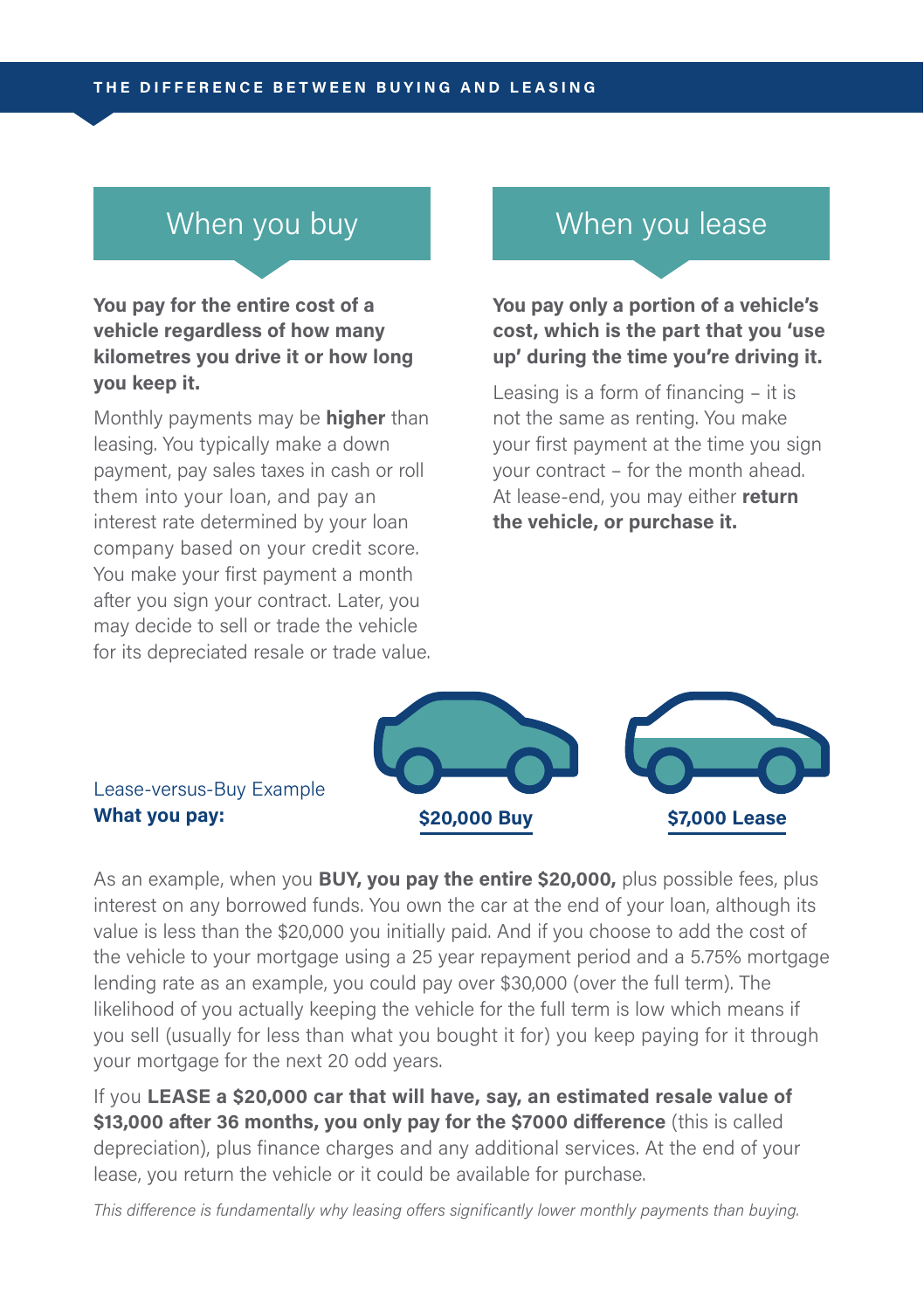# THE DIFFERENCE BETWEEN BUYING AND LEASING

## When you buy

**You pay for the entire cost of a vehicle regardless of how many kilometres you drive it or how long you keep it.**

Monthly payments may be **higher** than leasing. You typically make a down payment, pay sales taxes in cash or roll them into your loan, and pay an interest rate determined by your loan company based on your credit score. You make your first payment a month after you sign your contract. Later, you may decide to sell or trade the vehicle for its depreciated resale or trade value.

## When you lease

**You pay only a portion of a vehicle's cost, which is the part that you 'use up' during the time you're driving it.**

Leasing is a form of financing – it is not the same as renting. You make your first payment at the time you sign your contract – for the month ahead. At lease-end, you may either **return the vehicle, or purchase it.**

Lease-versus-Buy Example
**What you pay:**

**$20,000 Buy**

**$7,000 Lease**

As an example, when you **BUY, you pay the entire $20,000,** plus possible fees, plus interest on any borrowed funds. You own the car at the end of your loan, although its value is less than the $20,000 you initially paid. And if you choose to add the cost of the vehicle to your mortgage using a 25 year repayment period and a 5.75% mortgage lending rate as an example, you could pay over $30,000 (over the full term). The likelihood of you actually keeping the vehicle for the full term is low which means if you sell (usually for less than what you bought it for) you keep paying for it through your mortgage for the next 20 odd years.

If you **LEASE a $20,000 car that will have, say, an estimated resale value of $13,000 after 36 months, you only pay for the $7000 difference** (this is called depreciation), plus finance charges and any additional services. At the end of your lease, you return the vehicle or it could be available for purchase.

*This difference is fundamentally why leasing offers significantly lower monthly payments than buying.*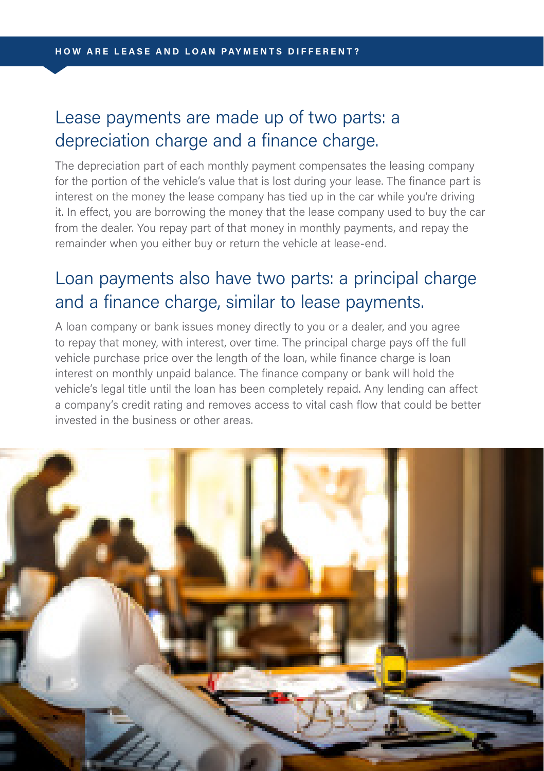**HOW ARE LEASE AND LOAN PAYMENTS DIFFERENT?**

## Lease payments are made up of two parts: a depreciation charge and a finance charge.

The depreciation part of each monthly payment compensates the leasing company for the portion of the vehicle's value that is lost during your lease. The finance part is interest on the money the lease company has tied up in the car while you're driving it. In effect, you are borrowing the money that the lease company used to buy the car from the dealer. You repay part of that money in monthly payments, and repay the remainder when you either buy or return the vehicle at lease-end.

## Loan payments also have two parts: a principal charge and a finance charge, similar to lease payments.

A loan company or bank issues money directly to you or a dealer, and you agree to repay that money, with interest, over time. The principal charge pays off the full vehicle purchase price over the length of the loan, while finance charge is loan interest on monthly unpaid balance. The finance company or bank will hold the vehicle's legal title until the loan has been completely repaid. Any lending can affect a company's credit rating and removes access to vital cash flow that could be better invested in the business or other areas.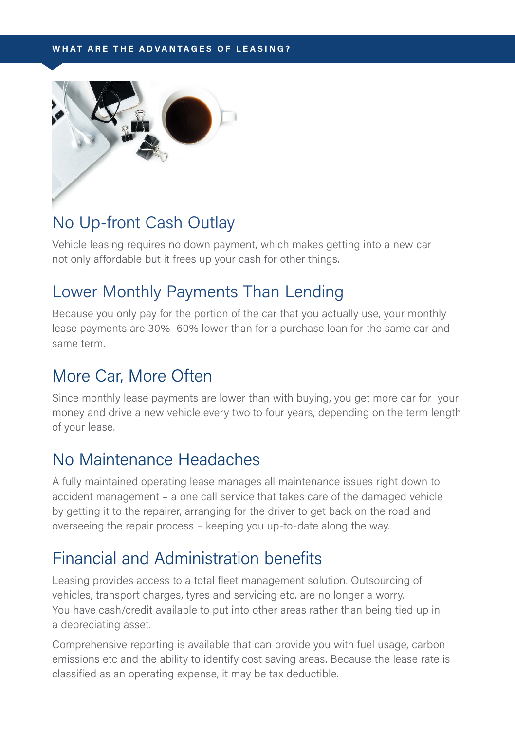## WHAT ARE THE ADVANTAGES OF LEASING?

### No Up-front Cash Outlay

Vehicle leasing requires no down payment, which makes getting into a new car not only affordable but it frees up your cash for other things.

### Lower Monthly Payments Than Lending

Because you only pay for the portion of the car that you actually use, your monthly lease payments are 30%–60% lower than for a purchase loan for the same car and same term.

### More Car, More Often

Since monthly lease payments are lower than with buying, you get more car for your money and drive a new vehicle every two to four years, depending on the term length of your lease.

### No Maintenance Headaches

A fully maintained operating lease manages all maintenance issues right down to accident management – a one call service that takes care of the damaged vehicle by getting it to the repairer, arranging for the driver to get back on the road and overseeing the repair process – keeping you up-to-date along the way.

### Financial and Administration benefits

Leasing provides access to a total fleet management solution. Outsourcing of vehicles, transport charges, tyres and servicing etc. are no longer a worry. You have cash/credit available to put into other areas rather than being tied up in a depreciating asset.

Comprehensive reporting is available that can provide you with fuel usage, carbon emissions etc and the ability to identify cost saving areas. Because the lease rate is classified as an operating expense, it may be tax deductible.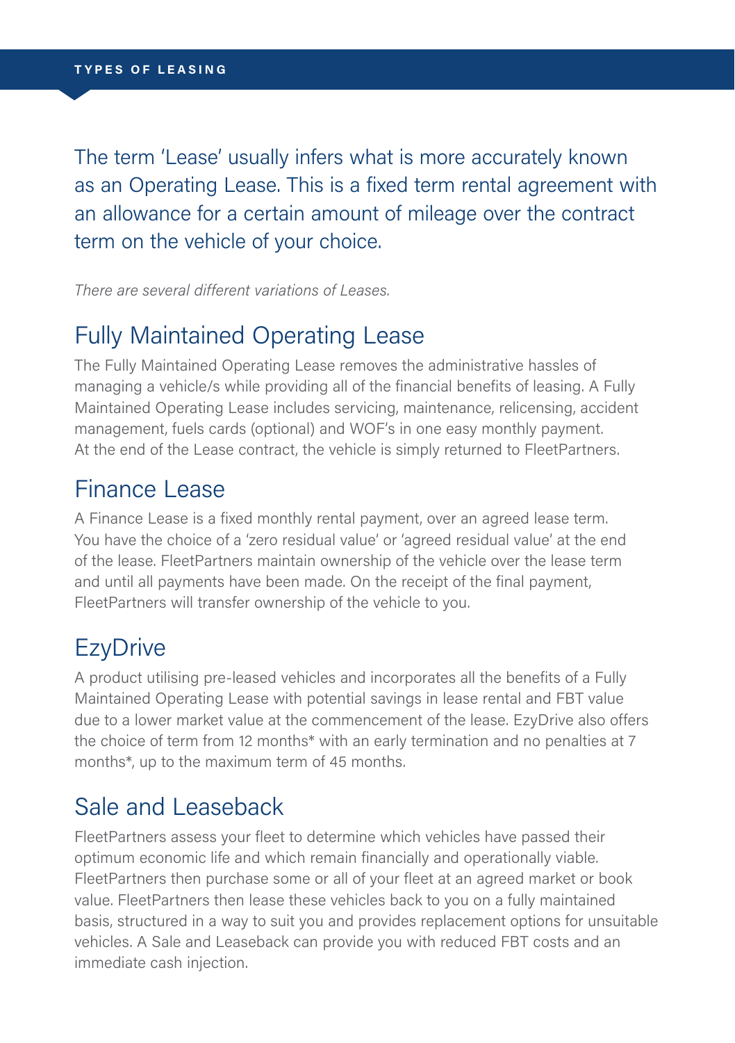# TYPES OF LEASING

The term 'Lease' usually infers what is more accurately known as an Operating Lease. This is a fixed term rental agreement with an allowance for a certain amount of mileage over the contract term on the vehicle of your choice.

*There are several different variations of Leases.*

## Fully Maintained Operating Lease

The Fully Maintained Operating Lease removes the administrative hassles of managing a vehicle/s while providing all of the financial benefits of leasing. A Fully Maintained Operating Lease includes servicing, maintenance, relicensing, accident management, fuels cards (optional) and WOF's in one easy monthly payment. At the end of the Lease contract, the vehicle is simply returned to FleetPartners.

## Finance Lease

A Finance Lease is a fixed monthly rental payment, over an agreed lease term. You have the choice of a 'zero residual value' or 'agreed residual value' at the end of the lease. FleetPartners maintain ownership of the vehicle over the lease term and until all payments have been made. On the receipt of the final payment, FleetPartners will transfer ownership of the vehicle to you.

## EzyDrive

A product utilising pre-leased vehicles and incorporates all the benefits of a Fully Maintained Operating Lease with potential savings in lease rental and FBT value due to a lower market value at the commencement of the lease. EzyDrive also offers the choice of term from 12 months* with an early termination and no penalties at 7 months*, up to the maximum term of 45 months.

## Sale and Leaseback

FleetPartners assess your fleet to determine which vehicles have passed their optimum economic life and which remain financially and operationally viable. FleetPartners then purchase some or all of your fleet at an agreed market or book value. FleetPartners then lease these vehicles back to you on a fully maintained basis, structured in a way to suit you and provides replacement options for unsuitable vehicles. A Sale and Leaseback can provide you with reduced FBT costs and an immediate cash injection.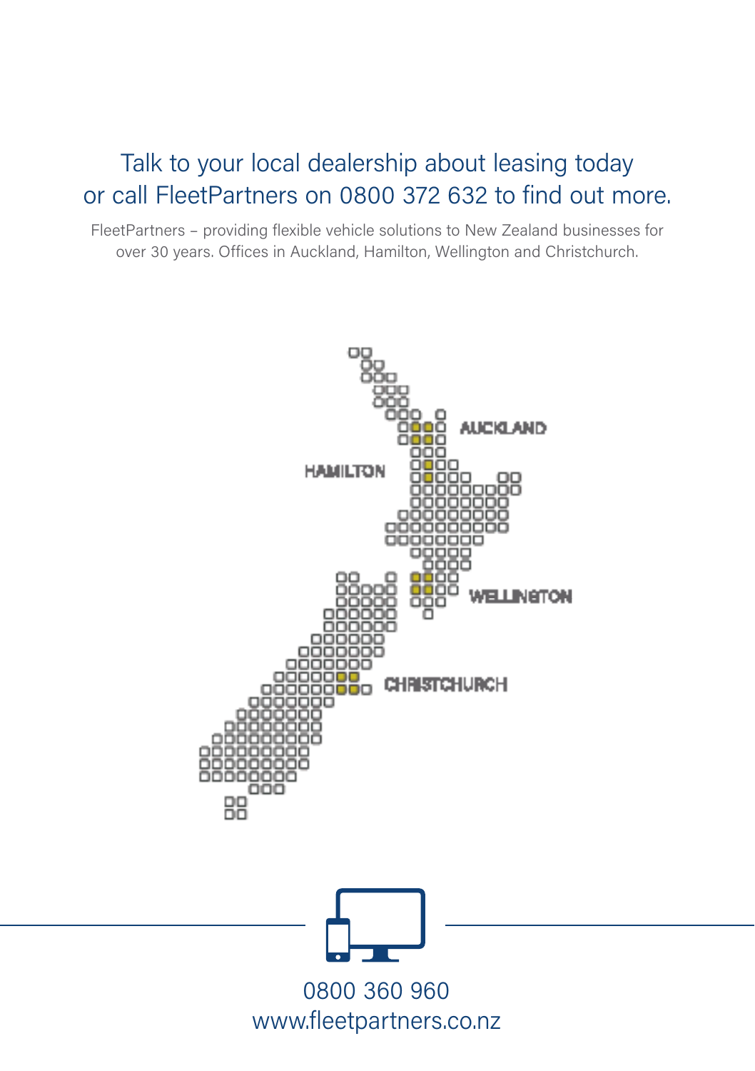## Talk to your local dealership about leasing today or call FleetPartners on 0800 372 632 to find out more.

FleetPartners – providing flexible vehicle solutions to New Zealand businesses for over 30 years. Offices in Auckland, Hamilton, Wellington and Christchurch.

AUCKLAND

HAMILTON

WELLINGTON

CHRISTCHURCH

0800 360 960
www.fleetpartners.co.nz